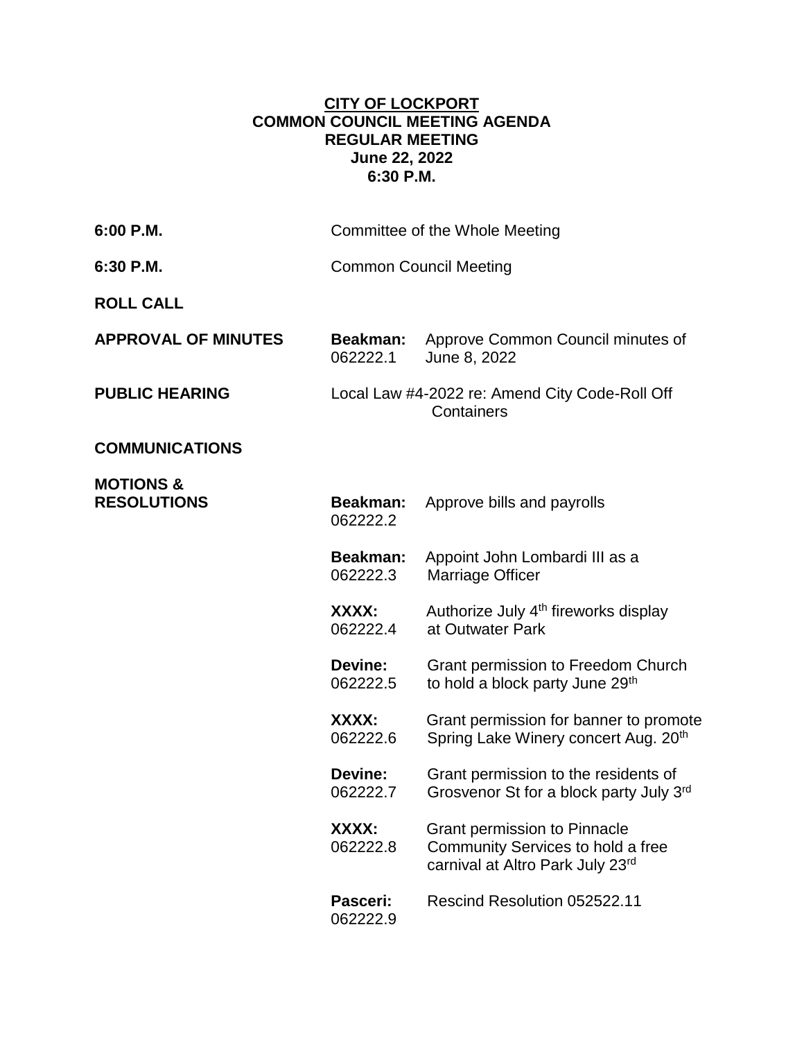**CITY OF LOCKPORT**
**COMMON COUNCIL MEETING AGENDA**
**REGULAR MEETING**
**June 22, 2022**
**6:30 P.M.**

**6:00 P.M.** Committee of the Whole Meeting

**6:30 P.M.** Common Council Meeting

**ROLL CALL**

**APPROVAL OF MINUTES**

**Beakman:** 062222.1 Approve Common Council minutes of June 8, 2022

**PUBLIC HEARING**

Local Law #4-2022 re: Amend City Code-Roll Off Containers

**COMMUNICATIONS**

**MOTIONS & RESOLUTIONS**

**Beakman:** 062222.2 Approve bills and payrolls

**Beakman:** 062222.3 Appoint John Lombardi III as a Marriage Officer

**XXXX:** 062222.4 Authorize July 4th fireworks display at Outwater Park

**Devine:** 062222.5 Grant permission to Freedom Church to hold a block party June 29th

**XXXX:** 062222.6 Grant permission for banner to promote Spring Lake Winery concert Aug. 20th

**Devine:** 062222.7 Grant permission to the residents of Grosvenor St for a block party July 3rd

**XXXX:** 062222.8 Grant permission to Pinnacle Community Services to hold a free carnival at Altro Park July 23rd

**Pasceri:** 062222.9 Rescind Resolution 052522.11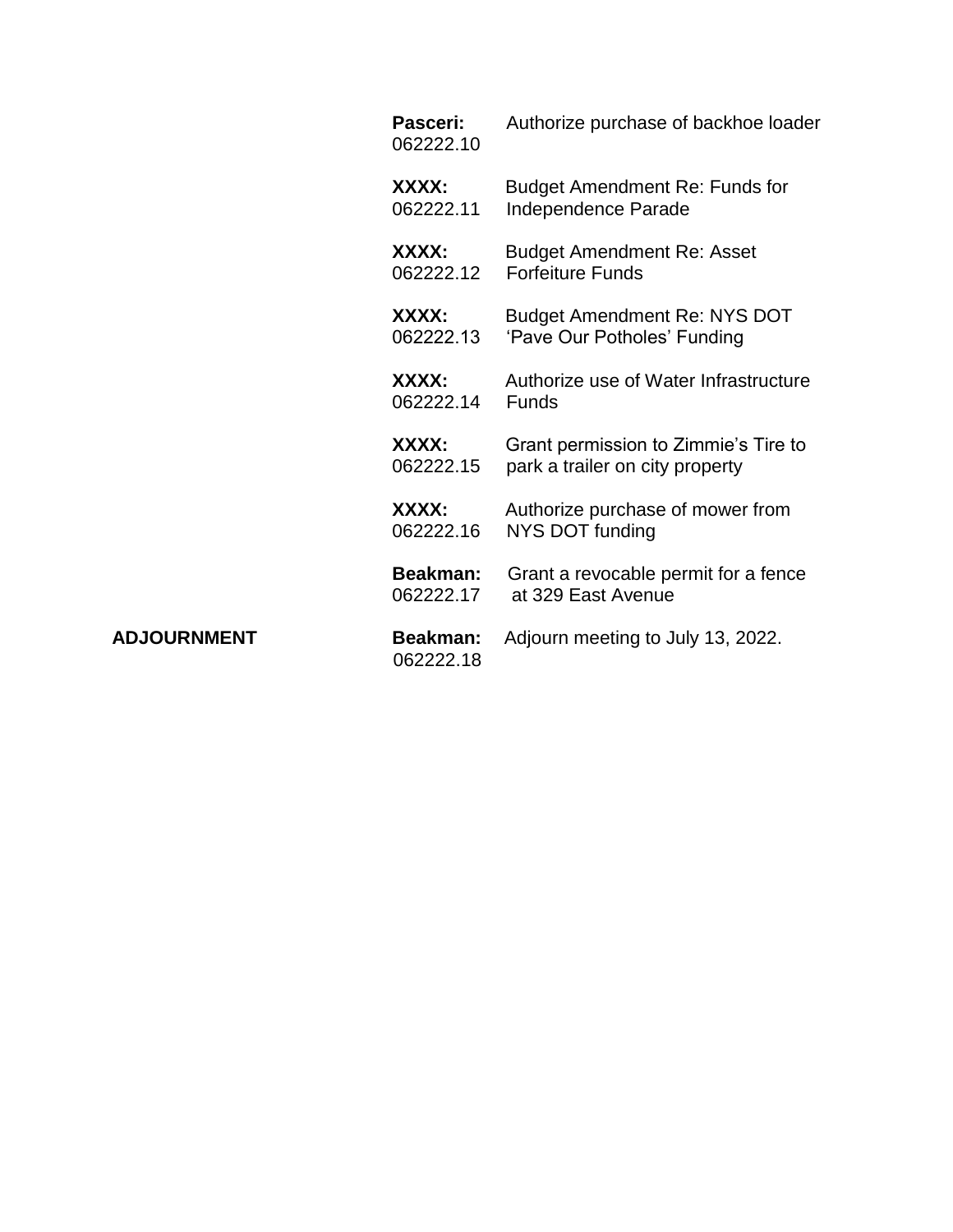**Pasceri:** Authorize purchase of backhoe loader
062222.10

**XXXX:** Budget Amendment Re: Funds for Independence Parade
062222.11

**XXXX:** Budget Amendment Re: Asset Forfeiture Funds
062222.12

**XXXX:** Budget Amendment Re: NYS DOT 'Pave Our Potholes' Funding
062222.13

**XXXX:** Authorize use of Water Infrastructure Funds
062222.14

**XXXX:** Grant permission to Zimmie's Tire to park a trailer on city property
062222.15

**XXXX:** Authorize purchase of mower from NYS DOT funding
062222.16

**Beakman:** Grant a revocable permit for a fence at 329 East Avenue
062222.17

**ADJOURNMENT**

**Beakman:** Adjourn meeting to July 13, 2022.
062222.18